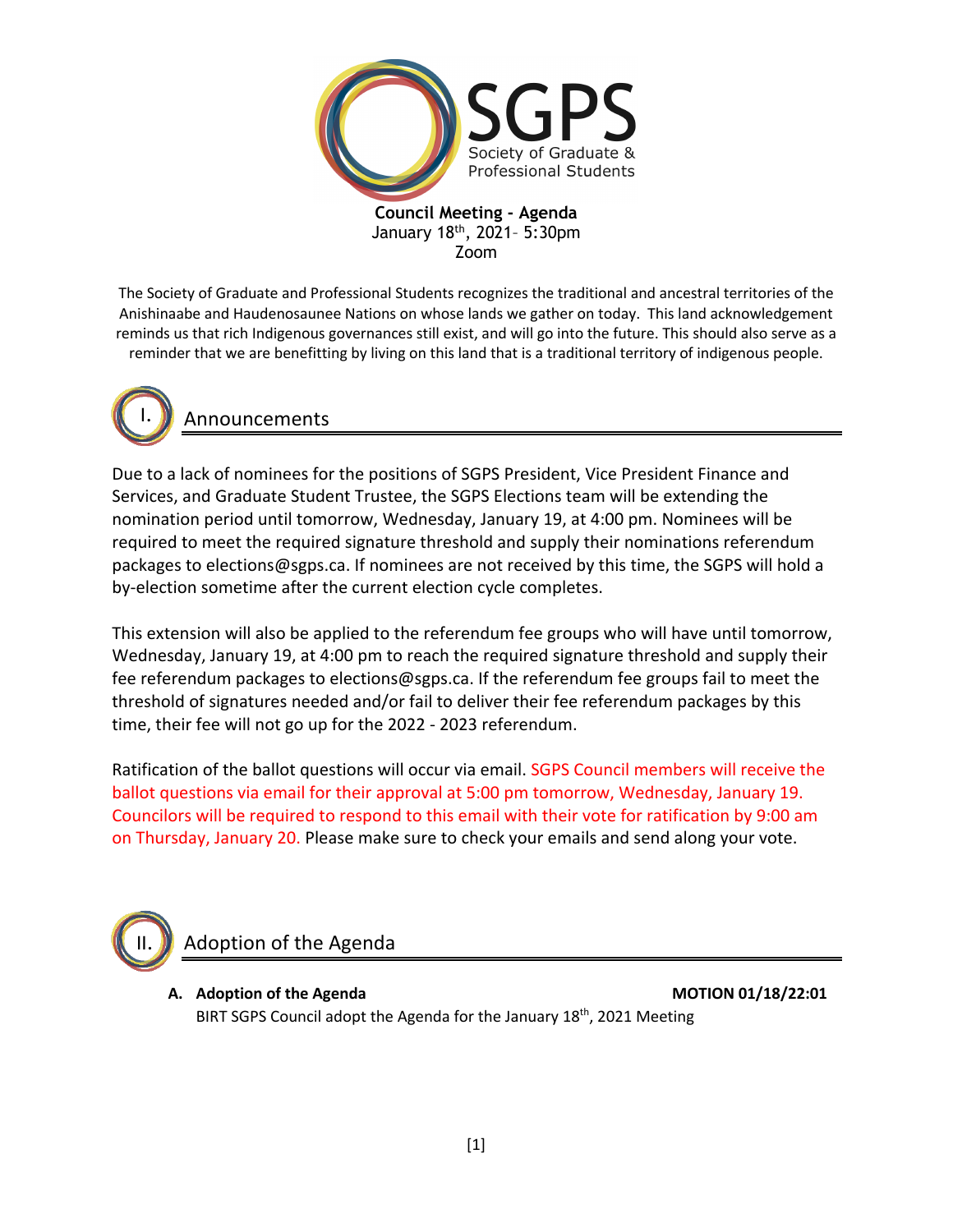# SGPS

Society of Graduate & Professional Students

**Council Meeting - Agenda**
January 18th, 2021– 5:30pm
Zoom

The Society of Graduate and Professional Students recognizes the traditional and ancestral territories of the Anishinaabe and Haudenosaunee Nations on whose lands we gather on today. This land acknowledgement reminds us that rich Indigenous governances still exist, and will go into the future. This should also serve as a reminder that we are benefitting by living on this land that is a traditional territory of indigenous people.

## I. Announcements

Due to a lack of nominees for the positions of SGPS President, Vice President Finance and Services, and Graduate Student Trustee, the SGPS Elections team will be extending the nomination period until tomorrow, Wednesday, January 19, at 4:00 pm. Nominees will be required to meet the required signature threshold and supply their nominations referendum packages to elections@sgps.ca. If nominees are not received by this time, the SGPS will hold a by-election sometime after the current election cycle completes.

This extension will also be applied to the referendum fee groups who will have until tomorrow, Wednesday, January 19, at 4:00 pm to reach the required signature threshold and supply their fee referendum packages to elections@sgps.ca. If the referendum fee groups fail to meet the threshold of signatures needed and/or fail to deliver their fee referendum packages by this time, their fee will not go up for the 2022 - 2023 referendum.

Ratification of the ballot questions will occur via email. SGPS Council members will receive the ballot questions via email for their approval at 5:00 pm tomorrow, Wednesday, January 19. Councilors will be required to respond to this email with their vote for ratification by 9:00 am on Thursday, January 20. Please make sure to check your emails and send along your vote.

## II. Adoption of the Agenda

**A. Adoption of the Agenda** **MOTION 01/18/22:01**

BIRT SGPS Council adopt the Agenda for the January 18th, 2021 Meeting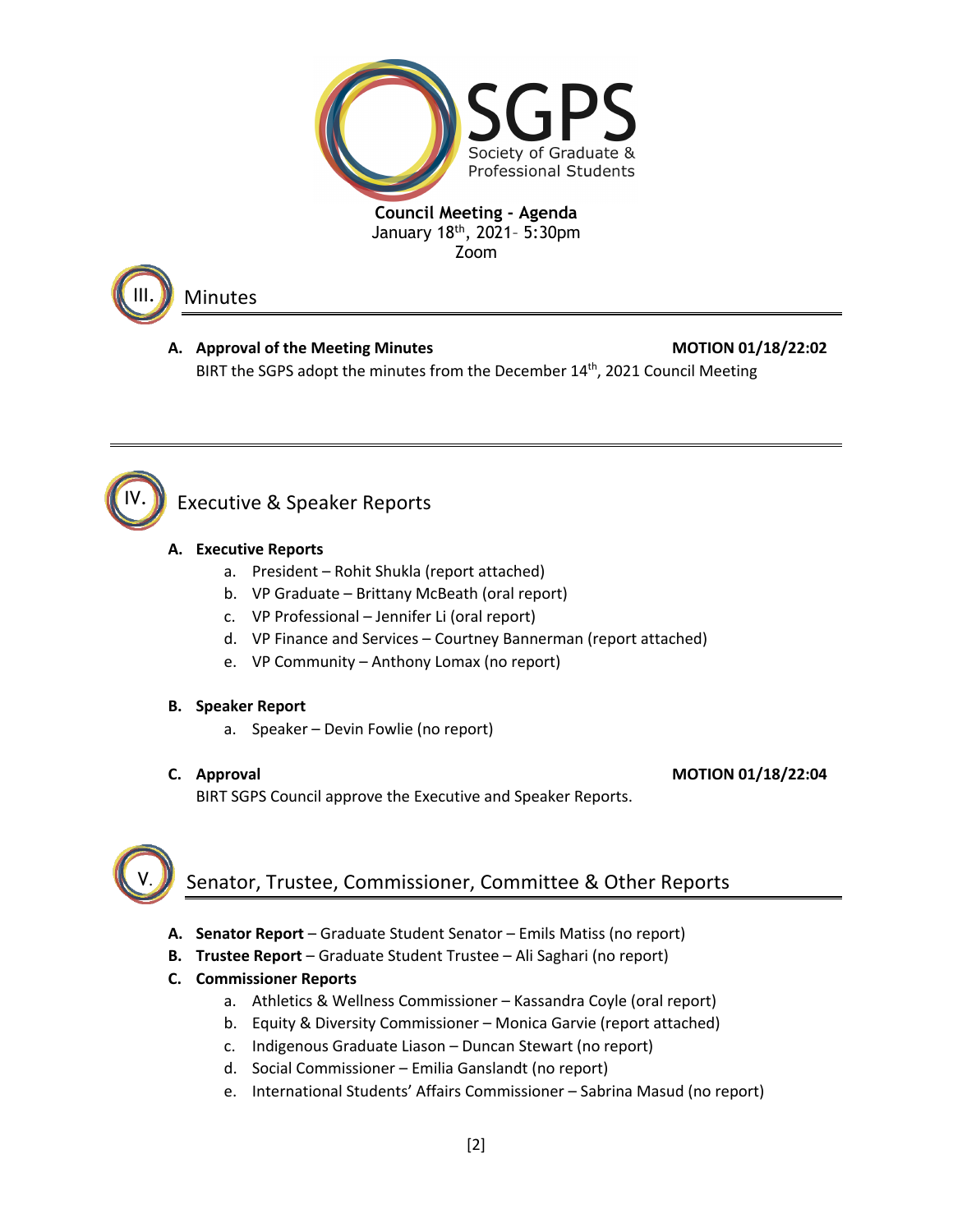**SGPS**
Society of Graduate & Professional Students

**Council Meeting - Agenda**
January 18th, 2021– 5:30pm
Zoom

## III. Minutes

**A. Approval of the Meeting Minutes** **MOTION 01/18/22:02**

BIRT the SGPS adopt the minutes from the December 14th, 2021 Council Meeting

## IV. Executive & Speaker Reports

**A. Executive Reports**

a. President – Rohit Shukla (report attached)
b. VP Graduate – Brittany McBeath (oral report)
c. VP Professional – Jennifer Li (oral report)
d. VP Finance and Services – Courtney Bannerman (report attached)
e. VP Community – Anthony Lomax (no report)

**B. Speaker Report**

a. Speaker – Devin Fowlie (no report)

**C. Approval** **MOTION 01/18/22:04**

BIRT SGPS Council approve the Executive and Speaker Reports.

## V. Senator, Trustee, Commissioner, Committee & Other Reports

**A. Senator Report** – Graduate Student Senator – Emils Matiss (no report)

**B. Trustee Report** – Graduate Student Trustee – Ali Saghari (no report)

**C. Commissioner Reports**

a. Athletics & Wellness Commissioner – Kassandra Coyle (oral report)
b. Equity & Diversity Commissioner – Monica Garvie (report attached)
c. Indigenous Graduate Liason – Duncan Stewart (no report)
d. Social Commissioner – Emilia Ganslandt (no report)
e. International Students' Affairs Commissioner – Sabrina Masud (no report)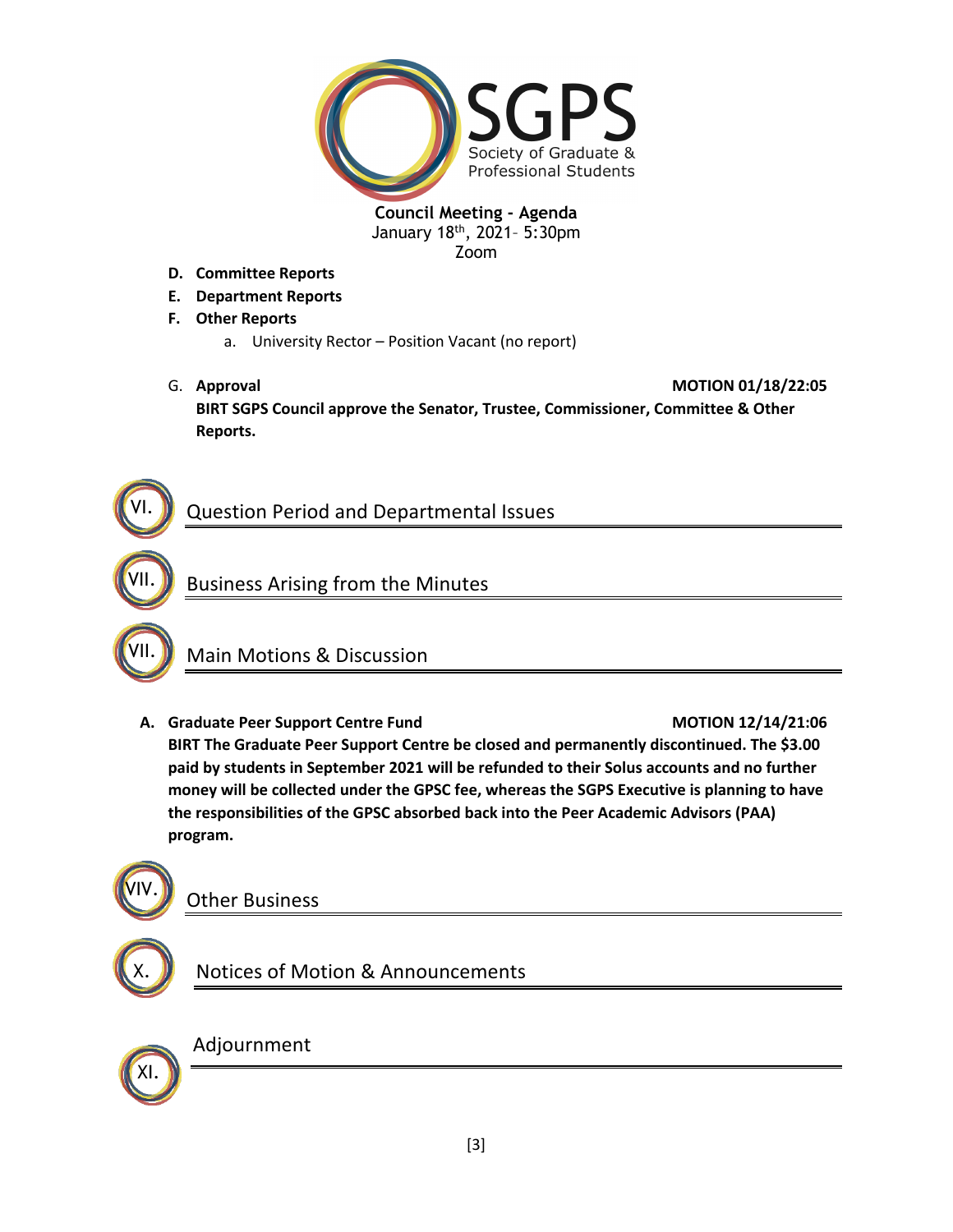**Council Meeting - Agenda**
January 18th, 2021– 5:30pm
Zoom

- **D. Committee Reports**
- **E. Department Reports**
- **F. Other Reports**
  - a. University Rector – Position Vacant (no report)

G. **Approval** **MOTION 01/18/22:05**
**BIRT SGPS Council approve the Senator, Trustee, Commissioner, Committee & Other Reports.**

## VI. Question Period and Departmental Issues

## VII. Business Arising from the Minutes

## VII. Main Motions & Discussion

**A. Graduate Peer Support Centre Fund** **MOTION 12/14/21:06**
**BIRT The Graduate Peer Support Centre be closed and permanently discontinued. The $3.00 paid by students in September 2021 will be refunded to their Solus accounts and no further money will be collected under the GPSC fee, whereas the SGPS Executive is planning to have the responsibilities of the GPSC absorbed back into the Peer Academic Advisors (PAA) program.**

## VIV. Other Business

## X. Notices of Motion & Announcements

## XI. Adjournment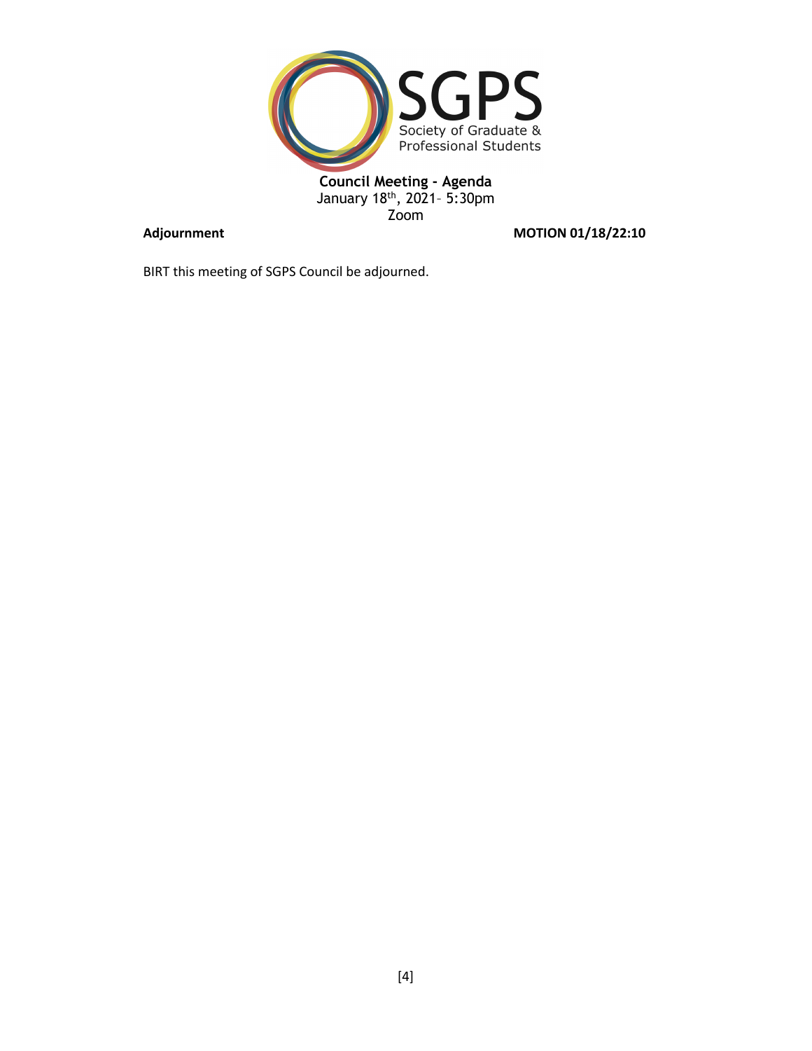**Council Meeting - Agenda**
January 18th, 2021– 5:30pm
Zoom

**Adjournment** **MOTION 01/18/22:10**

BIRT this meeting of SGPS Council be adjourned.